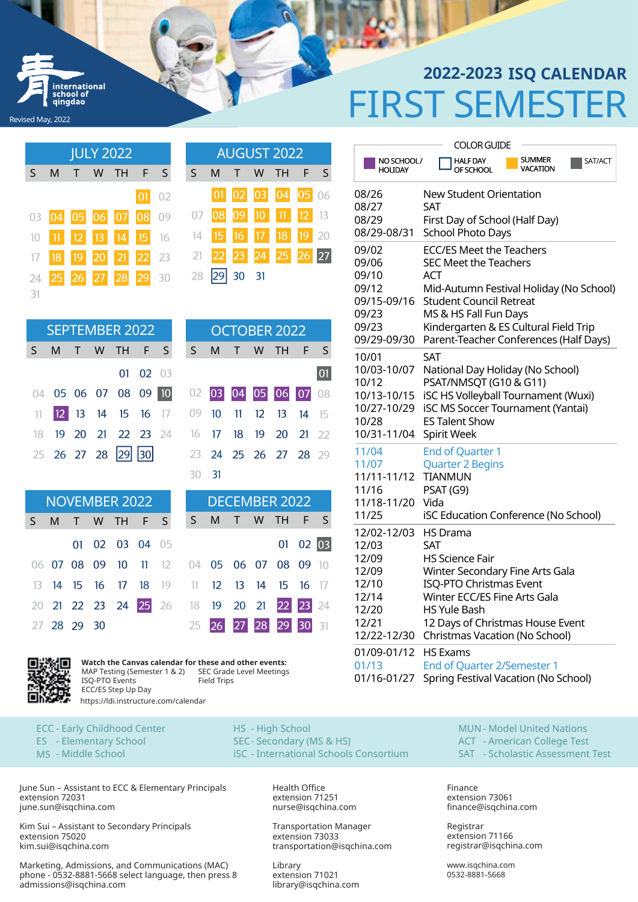international school of qingdao

Revised May, 2022

# 2022-2023 ISQ CALENDAR
# FIRST SEMESTER

## JULY 2022

| S | M | T | W | TH | F | S |
|---|---|---|---|---|---|---|
| | | | | | 01 | 02 |
| 03 | 04 | 05 | 06 | 07 | 08 | 09 |
| 10 | 11 | 12 | 13 | 14 | 15 | 16 |
| 17 | 18 | 19 | 20 | 21 | 22 | 23 |
| 24 | 25 | 26 | 27 | 28 | 29 | 30 |
| 31 | | | | | | |

## AUGUST 2022

| S | M | T | W | TH | F | S |
|---|---|---|---|---|---|---|
| | 01 | 02 | 03 | 04 | 05 | 06 |
| 07 | 08 | 09 | 10 | 11 | 12 | 13 |
| 14 | 15 | 16 | 17 | 18 | 19 | 20 |
| 21 | 22 | 23 | 24 | 25 | 26 | 27 |
| 28 | 29 | 30 | 31 | | | |

## SEPTEMBER 2022

| S | M | T | W | TH | F | S |
|---|---|---|---|---|---|---|
| | | | | 01 | 02 | 03 |
| 04 | 05 | 06 | 07 | 08 | 09 | 10 |
| 11 | 12 | 13 | 14 | 15 | 16 | 17 |
| 18 | 19 | 20 | 21 | 22 | 23 | 24 |
| 25 | 26 | 27 | 28 | 29 | 30 | |

## OCTOBER 2022

| S | M | T | W | TH | F | S |
|---|---|---|---|---|---|---|
| | | | | | | 01 |
| 02 | 03 | 04 | 05 | 06 | 07 | 08 |
| 09 | 10 | 11 | 12 | 13 | 14 | 15 |
| 16 | 17 | 18 | 19 | 20 | 21 | 22 |
| 23 | 24 | 25 | 26 | 27 | 28 | 29 |
| 30 | 31 | | | | | |

## NOVEMBER 2022

| S | M | T | W | TH | F | S |
|---|---|---|---|---|---|---|
| | | 01 | 02 | 03 | 04 | 05 |
| 06 | 07 | 08 | 09 | 10 | 11 | 12 |
| 13 | 14 | 15 | 16 | 17 | 18 | 19 |
| 20 | 21 | 22 | 23 | 24 | 25 | 26 |
| 27 | 28 | 29 | 30 | | | |

## DECEMBER 2022

| S | M | T | W | TH | F | S |
|---|---|---|---|---|---|---|
| | | | | 01 | 02 | 03 |
| 04 | 05 | 06 | 07 | 08 | 09 | 10 |
| 11 | 12 | 13 | 14 | 15 | 16 | 17 |
| 18 | 19 | 20 | 21 | 22 | 23 | 24 |
| 25 | 26 | 27 | 28 | 29 | 30 | 31 |

**COLOR GUIDE**

- NO SCHOOL / HOLIDAY
- HALF DAY OF SCHOOL
- SUMMER VACATION
- SAT/ACT

| Date | Event |
|---|---|
| 08/26 | New Student Orientation |
| 08/27 | SAT |
| 08/29 | First Day of School (Half Day) |
| 08/29-08/31 | School Photo Days |
| 09/02 | ECC/ES Meet the Teachers |
| 09/06 | SEC Meet the Teachers |
| 09/10 | ACT |
| 09/12 | Mid-Autumn Festival Holiday (No School) |
| 09/15-09/16 | Student Council Retreat |
| 09/23 | MS & HS Fall Fun Days |
| 09/23 | Kindergarten & ES Cultural Field Trip |
| 09/29-09/30 | Parent-Teacher Conferences (Half Days) |
| 10/01 | SAT |
| 10/03-10/07 | National Day Holiday (No School) |
| 10/12 | PSAT/NMSQT (G10 & G11) |
| 10/13-10/15 | iSC HS Volleyball Tournament (Wuxi) |
| 10/27-10/29 | iSC MS Soccer Tournament (Yantai) |
| 10/28 | ES Talent Show |
| 10/31-11/04 | Spirit Week |
| 11/04 | End of Quarter 1 |
| 11/07 | Quarter 2 Begins |
| 11/11-11/12 | TIANMUN |
| 11/16 | PSAT (G9) |
| 11/18-11/20 | Vida |
| 11/25 | iSC Education Conference (No School) |
| 12/02-12/03 | HS Drama |
| 12/03 | SAT |
| 12/09 | HS Science Fair |
| 12/09 | Winter Secondary Fine Arts Gala |
| 12/10 | ISQ-PTO Christmas Event |
| 12/14 | Winter ECC/ES Fine Arts Gala |
| 12/20 | HS Yule Bash |
| 12/21 | 12 Days of Christmas House Event |
| 12/22-12/30 | Christmas Vacation (No School) |
| 01/09-01/12 | HS Exams |
| 01/13 | End of Quarter 2/Semester 1 |
| 01/16-01/27 | Spring Festival Vacation (No School) |

**Watch the Canvas calendar for these and other events:**

- MAP Testing (Semester 1 & 2)
- ISQ-PTO Events
- ECC/ES Step Up Day
- SEC Grade Level Meetings
- Field Trips

https://ldi.instructure.com/calendar

ECC - Early Childhood Center
ES - Elementary School
MS - Middle School
HS - High School
SEC - Secondary (MS & HS)
iSC - International Schools Consortium
MUN - Model United Nations
ACT - American College Test
SAT - Scholastic Assessment Test

June Sun – Assistant to ECC & Elementary Principals
extension 72031
june.sun@isqchina.com

Kim Sui – Assistant to Secondary Principals
extension 75020
kim.sui@isqchina.com

Marketing, Admissions, and Communications (MAC)
phone - 0532-8881-5668 select language, then press 8
admissions@isqchina.com

Health Office
extension 71251
nurse@isqchina.com

Transportation Manager
extension 73033
transportation@isqchina.com

Library
extension 71021
library@isqchina.com

Finance
extension 73061
finance@isqchina.com

Registrar
extension 71166
registrar@isqchina.com

www.isqchina.com
0532-8881-5668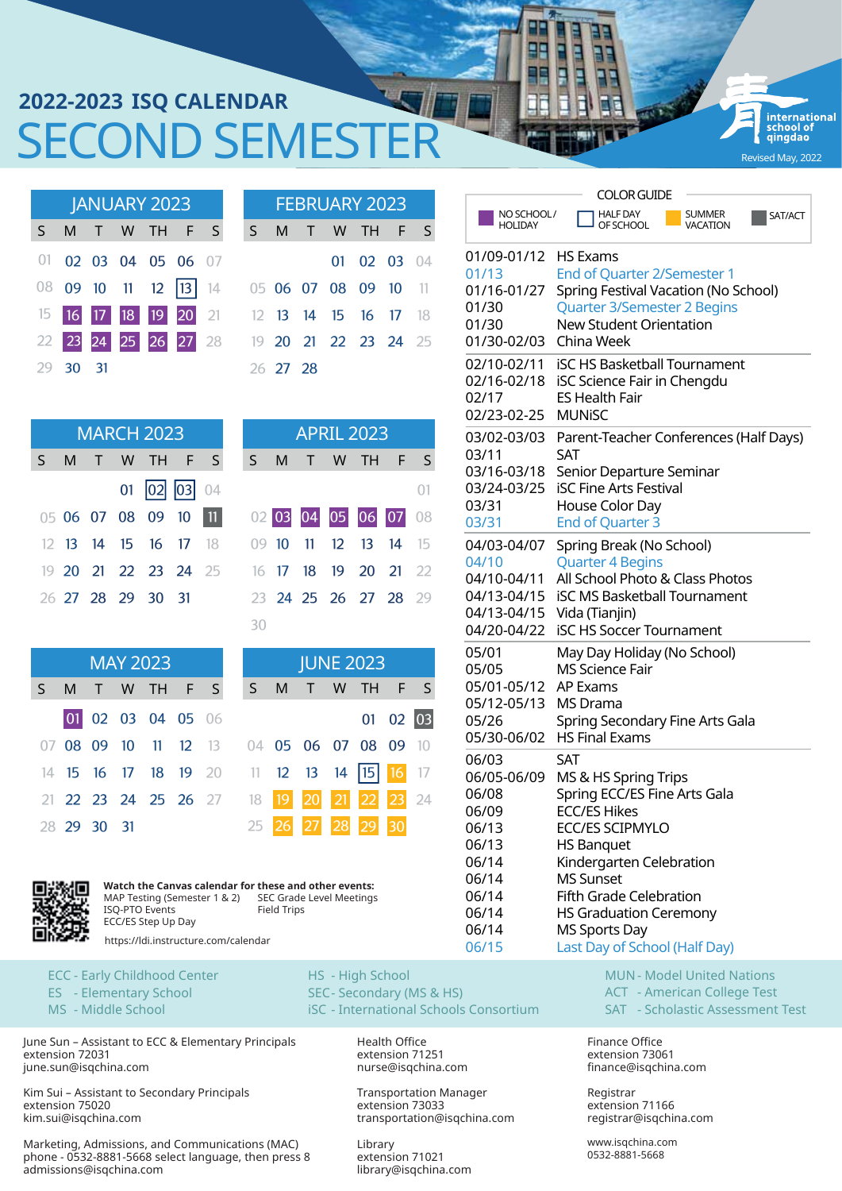## 2022-2023 ISQ CALENDAR

# SECOND SEMESTER

international school of qingdao

Revised May, 2022

### JANUARY 2023

| S | M | T | W | TH | F | S |
|---|---|---|---|---|---|---|
| 01 | 02 | 03 | 04 | 05 | 06 | 07 |
| 08 | 09 | 10 | 11 | 12 | 13 | 14 |
| 15 | 16 | 17 | 18 | 19 | 20 | 21 |
| 22 | 23 | 24 | 25 | 26 | 27 | 28 |
| 29 | 30 | 31 | | | | |

### FEBRUARY 2023

| S | M | T | W | TH | F | S |
|---|---|---|---|---|---|---|
| | | | 01 | 02 | 03 | 04 |
| 05 | 06 | 07 | 08 | 09 | 10 | 11 |
| 12 | 13 | 14 | 15 | 16 | 17 | 18 |
| 19 | 20 | 21 | 22 | 23 | 24 | 25 |
| 26 | 27 | 28 | | | | |

### MARCH 2023

| S | M | T | W | TH | F | S |
|---|---|---|---|---|---|---|
| | | | 01 | 02 | 03 | 04 |
| 05 | 06 | 07 | 08 | 09 | 10 | 11 |
| 12 | 13 | 14 | 15 | 16 | 17 | 18 |
| 19 | 20 | 21 | 22 | 23 | 24 | 25 |
| 26 | 27 | 28 | 29 | 30 | 31 | |

### APRIL 2023

| S | M | T | W | TH | F | S |
|---|---|---|---|---|---|---|
| | | | | | | 01 |
| 02 | 03 | 04 | 05 | 06 | 07 | 08 |
| 09 | 10 | 11 | 12 | 13 | 14 | 15 |
| 16 | 17 | 18 | 19 | 20 | 21 | 22 |
| 23 | 24 | 25 | 26 | 27 | 28 | 29 |
| 30 | | | | | | |

### MAY 2023

| S | M | T | W | TH | F | S |
|---|---|---|---|---|---|---|
| | 01 | 02 | 03 | 04 | 05 | 06 |
| 07 | 08 | 09 | 10 | 11 | 12 | 13 |
| 14 | 15 | 16 | 17 | 18 | 19 | 20 |
| 21 | 22 | 23 | 24 | 25 | 26 | 27 |
| 28 | 29 | 30 | 31 | | | |

### JUNE 2023

| S | M | T | W | TH | F | S |
|---|---|---|---|---|---|---|
| | | | | 01 | 02 | 03 |
| 04 | 05 | 06 | 07 | 08 | 09 | 10 |
| 11 | 12 | 13 | 14 | 15 | 16 | 17 |
| 18 | 19 | 20 | 21 | 22 | 23 | 24 |
| 25 | 26 | 27 | 28 | 29 | 30 | |

**COLOR GUIDE**

NO SCHOOL / HOLIDAY | HALF DAY OF SCHOOL | SUMMER VACATION | SAT/ACT

| | |
|---|---|
| 01/09-01/12 | HS Exams |
| 01/13 | End of Quarter 2/Semester 1 |
| 01/16-01/27 | Spring Festival Vacation (No School) |
| 01/30 | Quarter 3/Semester 2 Begins |
| 01/30 | New Student Orientation |
| 01/30-02/03 | China Week |
| 02/10-02/11 | iSC HS Basketball Tournament |
| 02/16-02/18 | iSC Science Fair in Chengdu |
| 02/17 | ES Health Fair |
| 02/23-02-25 | MUNiSC |
| 03/02-03/03 | Parent-Teacher Conferences (Half Days) |
| 03/11 | SAT |
| 03/16-03/18 | Senior Departure Seminar |
| 03/24-03/25 | iSC Fine Arts Festival |
| 03/31 | House Color Day |
| 03/31 | End of Quarter 3 |
| 04/03-04/07 | Spring Break (No School) |
| 04/10 | Quarter 4 Begins |
| 04/10-04/11 | All School Photo & Class Photos |
| 04/13-04/15 | iSC MS Basketball Tournament |
| 04/13-04/15 | Vida (Tianjin) |
| 04/20-04/22 | iSC HS Soccer Tournament |
| 05/01 | May Day Holiday (No School) |
| 05/05 | MS Science Fair |
| 05/01-05/12 | AP Exams |
| 05/12-05/13 | MS Drama |
| 05/26 | Spring Secondary Fine Arts Gala |
| 05/30-06/02 | HS Final Exams |
| 06/03 | SAT |
| 06/05-06/09 | MS & HS Spring Trips |
| 06/08 | Spring ECC/ES Fine Arts Gala |
| 06/09 | ECC/ES Hikes |
| 06/13 | ECC/ES SCIPMYLO |
| 06/13 | HS Banquet |
| 06/14 | Kindergarten Celebration |
| 06/14 | MS Sunset |
| 06/14 | Fifth Grade Celebration |
| 06/14 | HS Graduation Ceremony |
| 06/14 | MS Sports Day |
| 06/15 | Last Day of School (Half Day) |

**Watch the Canvas calendar for these and other events:**

MAP Testing (Semester 1 & 2)
ISQ-PTO Events
ECC/ES Step Up Day
SEC Grade Level Meetings
Field Trips

https://ldi.instructure.com/calendar

ECC - Early Childhood Center
ES - Elementary School
MS - Middle School
HS - High School
SEC - Secondary (MS & HS)
iSC - International Schools Consortium
MUN - Model United Nations
ACT - American College Test
SAT - Scholastic Assessment Test

June Sun – Assistant to ECC & Elementary Principals
extension 72031
june.sun@isqchina.com

Kim Sui – Assistant to Secondary Principals
extension 75020
kim.sui@isqchina.com

Marketing, Admissions, and Communications (MAC)
phone - 0532-8881-5668 select language, then press 8
admissions@isqchina.com

Health Office
extension 71251
nurse@isqchina.com

Transportation Manager
extension 73033
transportation@isqchina.com

Library
extension 71021
library@isqchina.com

Finance Office
extension 73061
finance@isqchina.com

Registrar
extension 71166
registrar@isqchina.com

www.isqchina.com
0532-8881-5668